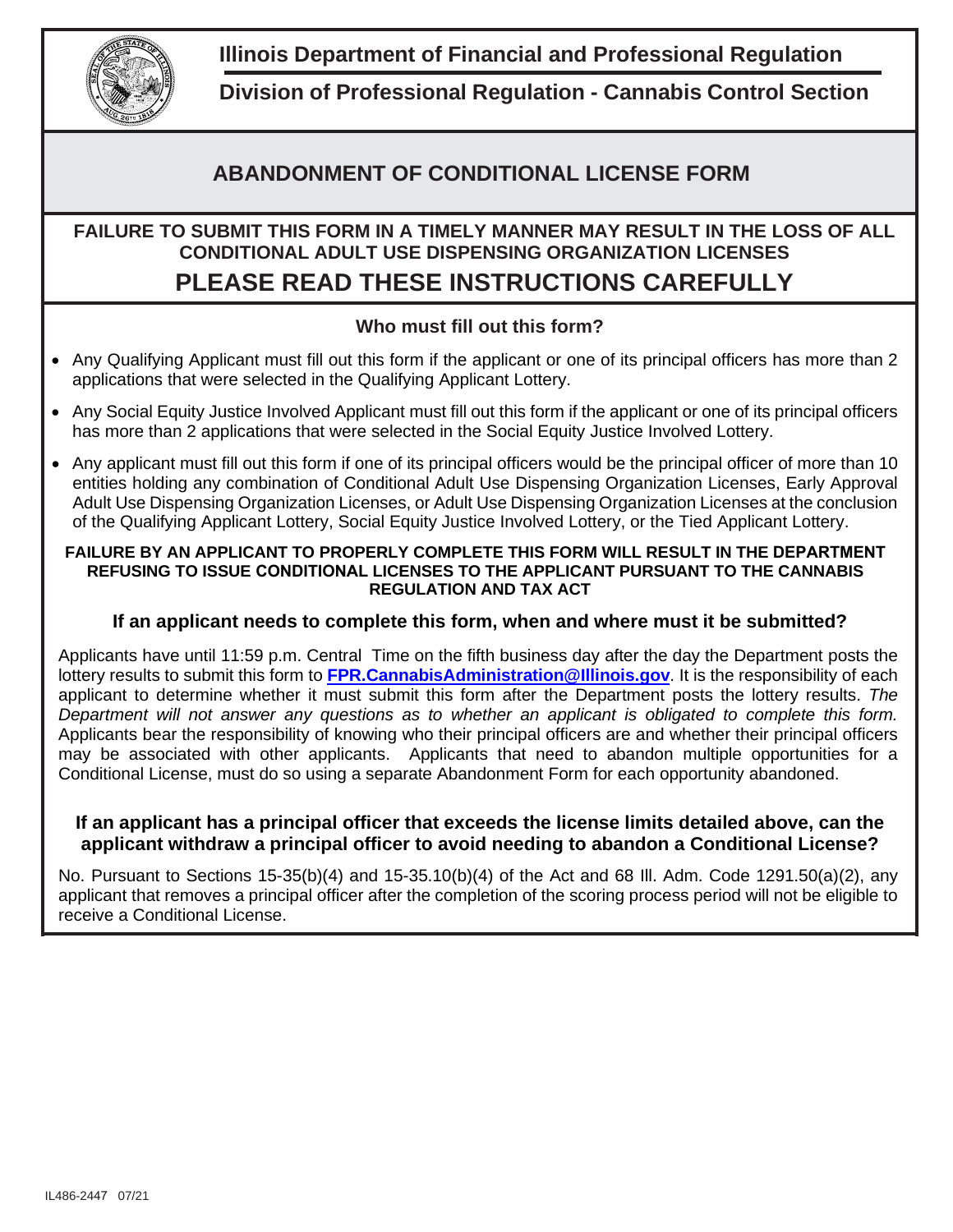**Illinois Department of Financial and Professional Regulation**

**Division of Professional Regulation - Cannabis Control Section**

# ABANDONMENT OF CONDITIONAL LICENSE FORM

**FAILURE TO SUBMIT THIS FORM IN A TIMELY MANNER MAY RESULT IN THE LOSS OF ALL CONDITIONAL ADULT USE DISPENSING ORGANIZATION LICENSES**

## PLEASE READ THESE INSTRUCTIONS CAREFULLY

### Who must fill out this form?

- Any Qualifying Applicant must fill out this form if the applicant or one of its principal officers has more than 2 applications that were selected in the Qualifying Applicant Lottery.
- Any Social Equity Justice Involved Applicant must fill out this form if the applicant or one of its principal officers has more than 2 applications that were selected in the Social Equity Justice Involved Lottery.
- Any applicant must fill out this form if one of its principal officers would be the principal officer of more than 10 entities holding any combination of Conditional Adult Use Dispensing Organization Licenses, Early Approval Adult Use Dispensing Organization Licenses, or Adult Use Dispensing Organization Licenses at the conclusion of the Qualifying Applicant Lottery, Social Equity Justice Involved Lottery, or the Tied Applicant Lottery.

**FAILURE BY AN APPLICANT TO PROPERLY COMPLETE THIS FORM WILL RESULT IN THE DEPARTMENT REFUSING TO ISSUE CONDITIONAL LICENSES TO THE APPLICANT PURSUANT TO THE CANNABIS REGULATION AND TAX ACT**

### If an applicant needs to complete this form, when and where must it be submitted?

Applicants have until 11:59 p.m. Central Time on the fifth business day after the day the Department posts the lottery results to submit this form to **FPR.CannabisAdministration@Illinois.gov**. It is the responsibility of each applicant to determine whether it must submit this form after the Department posts the lottery results. *The Department will not answer any questions as to whether an applicant is obligated to complete this form.* Applicants bear the responsibility of knowing who their principal officers are and whether their principal officers may be associated with other applicants. Applicants that need to abandon multiple opportunities for a Conditional License, must do so using a separate Abandonment Form for each opportunity abandoned.

### If an applicant has a principal officer that exceeds the license limits detailed above, can the applicant withdraw a principal officer to avoid needing to abandon a Conditional License?

No. Pursuant to Sections 15-35(b)(4) and 15-35.10(b)(4) of the Act and 68 Ill. Adm. Code 1291.50(a)(2), any applicant that removes a principal officer after the completion of the scoring process period will not be eligible to receive a Conditional License.

IL486-2447 07/21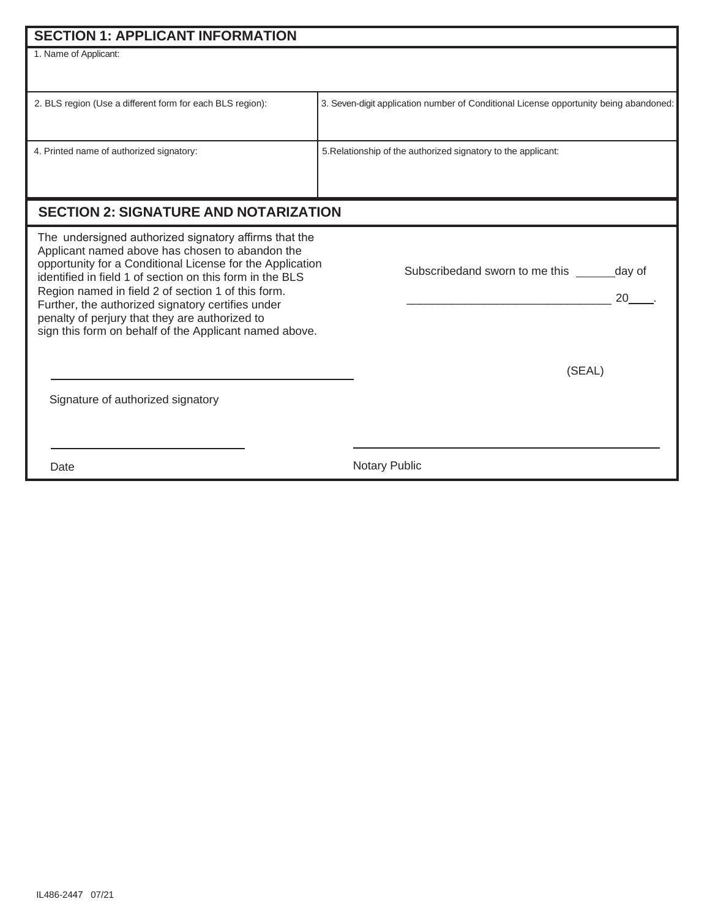## SECTION 1: APPLICANT INFORMATION

| | |
|---|---|
| 1. Name of Applicant: | |
| 2. BLS region (Use a different form for each BLS region): | 3. Seven-digit application number of Conditional License opportunity being abandoned: |
| 4. Printed name of authorized signatory: | 5.Relationship of the authorized signatory to the applicant: |

## SECTION 2: SIGNATURE AND NOTARIZATION

The undersigned authorized signatory affirms that the Applicant named above has chosen to abandon the opportunity for a Conditional License for the Application identified in field 1 of section on this form in the BLS Region named in field 2 of section 1 of this form. Further, the authorized signatory certifies under penalty of perjury that they are authorized to sign this form on behalf of the Applicant named above.

Subscribedand sworn to me this ______day of

_______________________________ 20____.

(SEAL)

_______________________________

Signature of authorized signatory

_______________________________

Date

_______________________________

Notary Public

IL486-2447 07/21